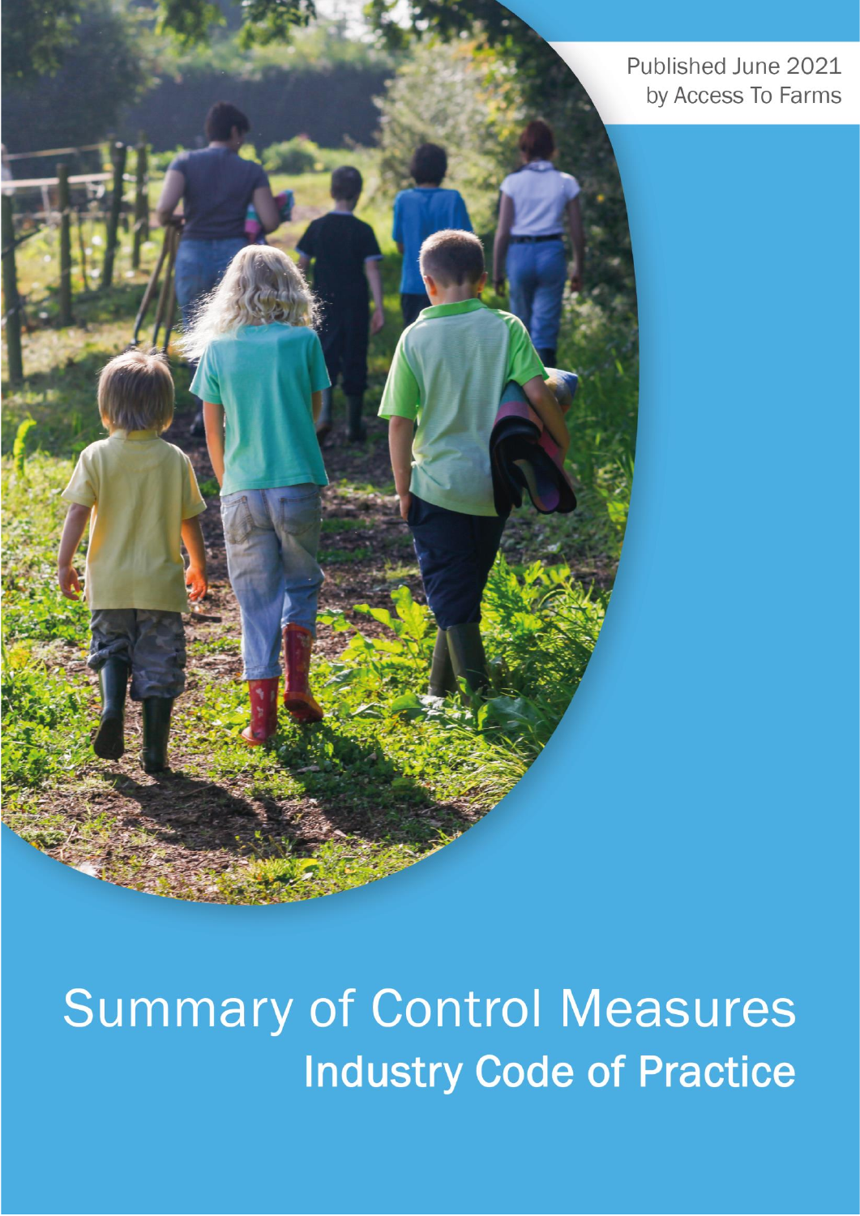Published June 2021
by Access To Farms

# Summary of Control Measures

## Industry Code of Practice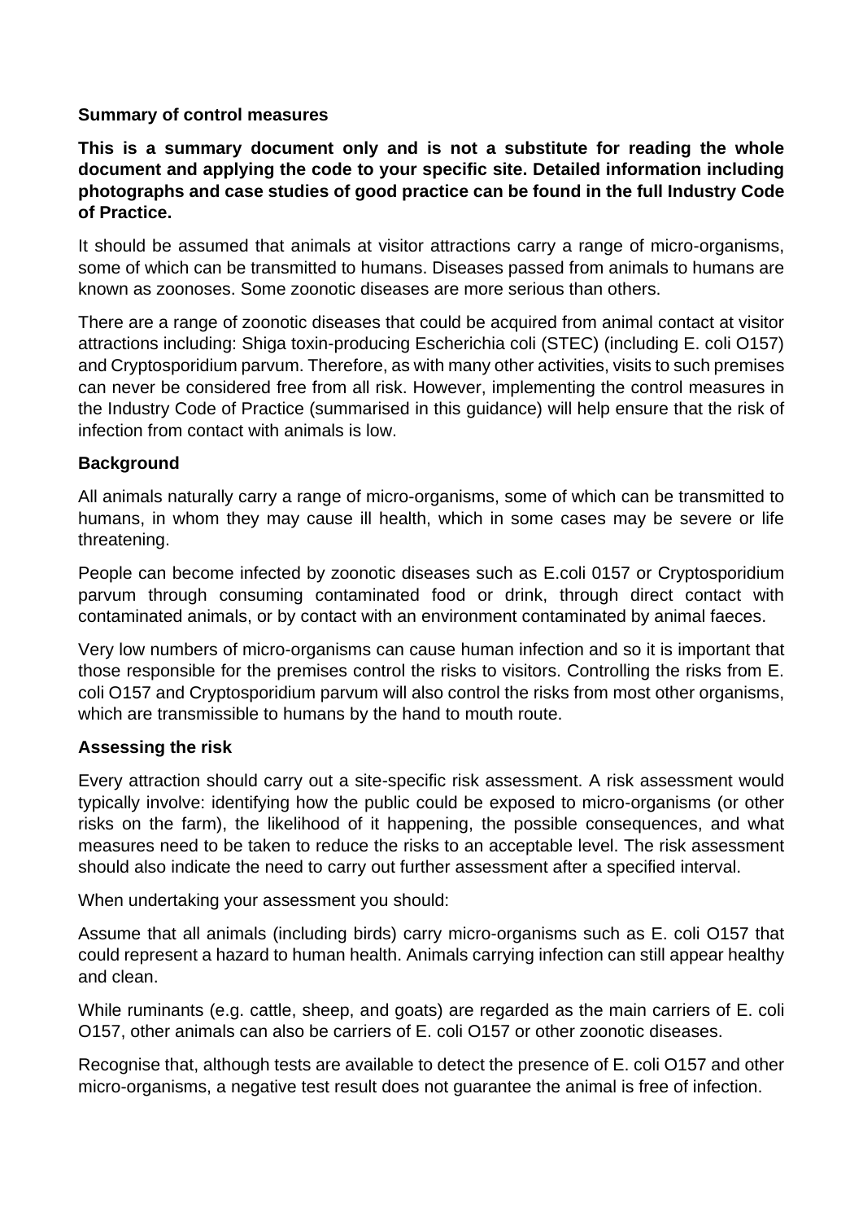**Summary of control measures**

**This is a summary document only and is not a substitute for reading the whole document and applying the code to your specific site. Detailed information including photographs and case studies of good practice can be found in the full Industry Code of Practice.**

It should be assumed that animals at visitor attractions carry a range of micro-organisms, some of which can be transmitted to humans. Diseases passed from animals to humans are known as zoonoses. Some zoonotic diseases are more serious than others.

There are a range of zoonotic diseases that could be acquired from animal contact at visitor attractions including: Shiga toxin-producing Escherichia coli (STEC) (including E. coli O157) and Cryptosporidium parvum. Therefore, as with many other activities, visits to such premises can never be considered free from all risk. However, implementing the control measures in the Industry Code of Practice (summarised in this guidance) will help ensure that the risk of infection from contact with animals is low.

**Background**

All animals naturally carry a range of micro-organisms, some of which can be transmitted to humans, in whom they may cause ill health, which in some cases may be severe or life threatening.

People can become infected by zoonotic diseases such as E.coli 0157 or Cryptosporidium parvum through consuming contaminated food or drink, through direct contact with contaminated animals, or by contact with an environment contaminated by animal faeces.

Very low numbers of micro-organisms can cause human infection and so it is important that those responsible for the premises control the risks to visitors. Controlling the risks from E. coli O157 and Cryptosporidium parvum will also control the risks from most other organisms, which are transmissible to humans by the hand to mouth route.

**Assessing the risk**

Every attraction should carry out a site-specific risk assessment. A risk assessment would typically involve: identifying how the public could be exposed to micro-organisms (or other risks on the farm), the likelihood of it happening, the possible consequences, and what measures need to be taken to reduce the risks to an acceptable level. The risk assessment should also indicate the need to carry out further assessment after a specified interval.

When undertaking your assessment you should:

Assume that all animals (including birds) carry micro-organisms such as E. coli O157 that could represent a hazard to human health. Animals carrying infection can still appear healthy and clean.

While ruminants (e.g. cattle, sheep, and goats) are regarded as the main carriers of E. coli O157, other animals can also be carriers of E. coli O157 or other zoonotic diseases.

Recognise that, although tests are available to detect the presence of E. coli O157 and other micro-organisms, a negative test result does not guarantee the animal is free of infection.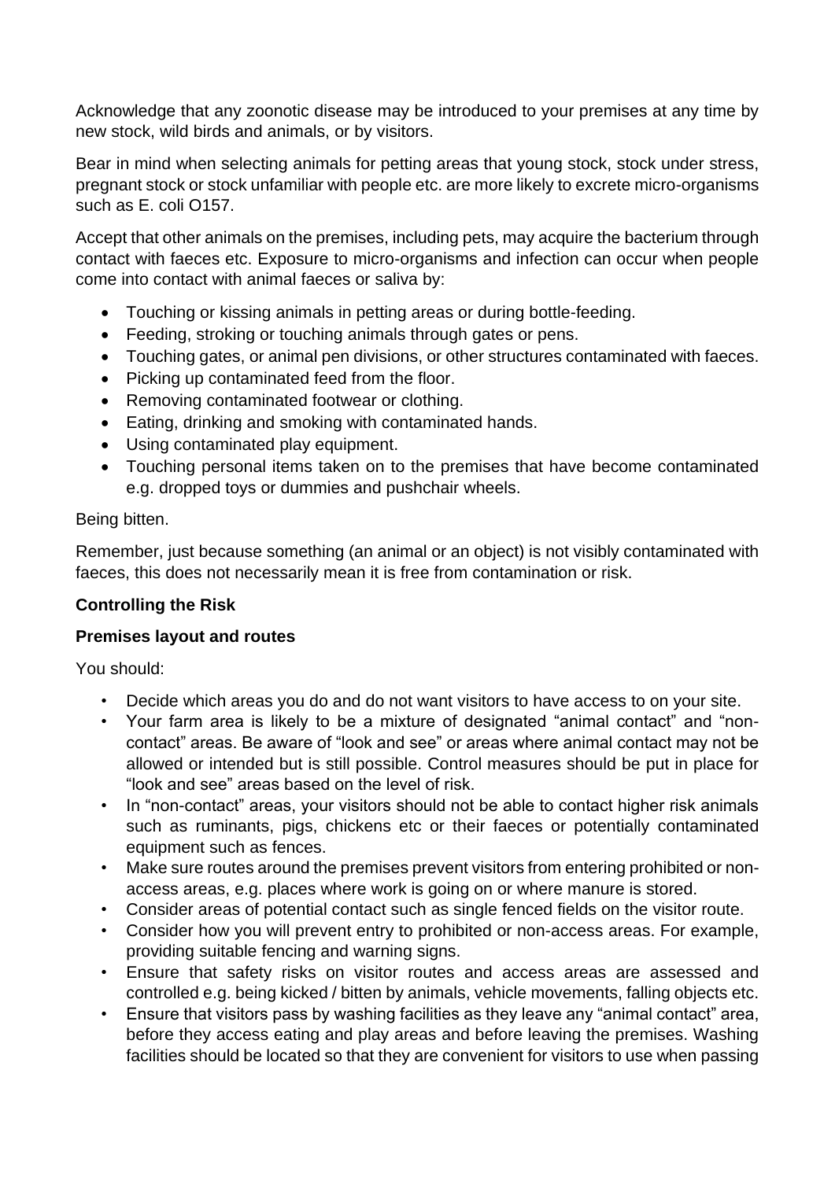Acknowledge that any zoonotic disease may be introduced to your premises at any time by new stock, wild birds and animals, or by visitors.

Bear in mind when selecting animals for petting areas that young stock, stock under stress, pregnant stock or stock unfamiliar with people etc. are more likely to excrete micro-organisms such as E. coli O157.

Accept that other animals on the premises, including pets, may acquire the bacterium through contact with faeces etc. Exposure to micro-organisms and infection can occur when people come into contact with animal faeces or saliva by:

- Touching or kissing animals in petting areas or during bottle-feeding.
- Feeding, stroking or touching animals through gates or pens.
- Touching gates, or animal pen divisions, or other structures contaminated with faeces.
- Picking up contaminated feed from the floor.
- Removing contaminated footwear or clothing.
- Eating, drinking and smoking with contaminated hands.
- Using contaminated play equipment.
- Touching personal items taken on to the premises that have become contaminated e.g. dropped toys or dummies and pushchair wheels.

Being bitten.

Remember, just because something (an animal or an object) is not visibly contaminated with faeces, this does not necessarily mean it is free from contamination or risk.

**Controlling the Risk**

**Premises layout and routes**

You should:

- Decide which areas you do and do not want visitors to have access to on your site.
- Your farm area is likely to be a mixture of designated "animal contact" and "non-contact" areas. Be aware of "look and see" or areas where animal contact may not be allowed or intended but is still possible. Control measures should be put in place for "look and see" areas based on the level of risk.
- In "non-contact" areas, your visitors should not be able to contact higher risk animals such as ruminants, pigs, chickens etc or their faeces or potentially contaminated equipment such as fences.
- Make sure routes around the premises prevent visitors from entering prohibited or non-access areas, e.g. places where work is going on or where manure is stored.
- Consider areas of potential contact such as single fenced fields on the visitor route.
- Consider how you will prevent entry to prohibited or non-access areas. For example, providing suitable fencing and warning signs.
- Ensure that safety risks on visitor routes and access areas are assessed and controlled e.g. being kicked / bitten by animals, vehicle movements, falling objects etc.
- Ensure that visitors pass by washing facilities as they leave any "animal contact" area, before they access eating and play areas and before leaving the premises. Washing facilities should be located so that they are convenient for visitors to use when passing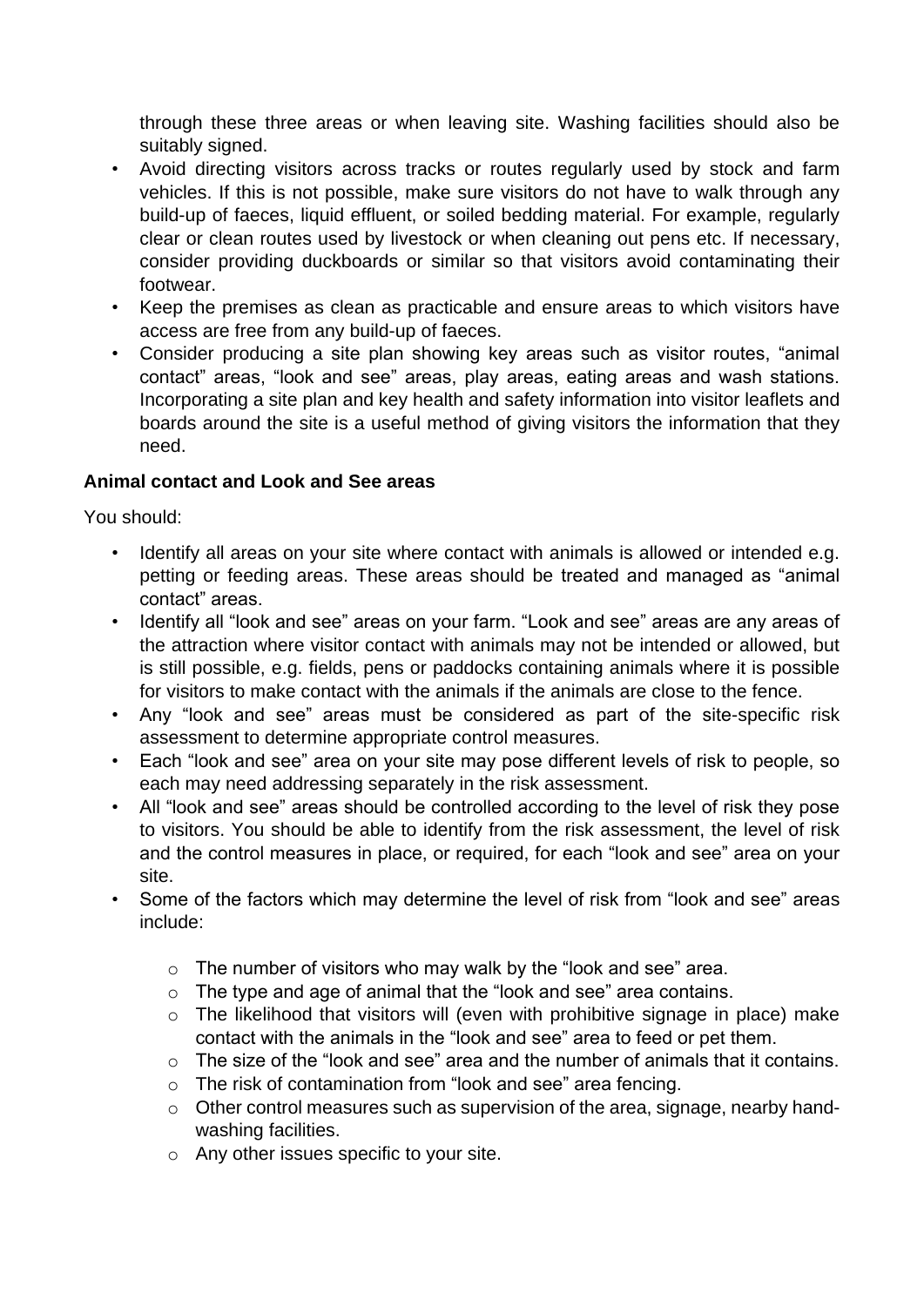through these three areas or when leaving site. Washing facilities should also be suitably signed.

- Avoid directing visitors across tracks or routes regularly used by stock and farm vehicles. If this is not possible, make sure visitors do not have to walk through any build-up of faeces, liquid effluent, or soiled bedding material. For example, regularly clear or clean routes used by livestock or when cleaning out pens etc. If necessary, consider providing duckboards or similar so that visitors avoid contaminating their footwear.
- Keep the premises as clean as practicable and ensure areas to which visitors have access are free from any build-up of faeces.
- Consider producing a site plan showing key areas such as visitor routes, "animal contact" areas, "look and see" areas, play areas, eating areas and wash stations. Incorporating a site plan and key health and safety information into visitor leaflets and boards around the site is a useful method of giving visitors the information that they need.

**Animal contact and Look and See areas**

You should:

- Identify all areas on your site where contact with animals is allowed or intended e.g. petting or feeding areas. These areas should be treated and managed as "animal contact" areas.
- Identify all "look and see" areas on your farm. "Look and see" areas are any areas of the attraction where visitor contact with animals may not be intended or allowed, but is still possible, e.g. fields, pens or paddocks containing animals where it is possible for visitors to make contact with the animals if the animals are close to the fence.
- Any "look and see" areas must be considered as part of the site-specific risk assessment to determine appropriate control measures.
- Each "look and see" area on your site may pose different levels of risk to people, so each may need addressing separately in the risk assessment.
- All "look and see" areas should be controlled according to the level of risk they pose to visitors. You should be able to identify from the risk assessment, the level of risk and the control measures in place, or required, for each "look and see" area on your site.
- Some of the factors which may determine the level of risk from "look and see" areas include:
    - The number of visitors who may walk by the "look and see" area.
    - The type and age of animal that the "look and see" area contains.
    - The likelihood that visitors will (even with prohibitive signage in place) make contact with the animals in the "look and see" area to feed or pet them.
    - The size of the "look and see" area and the number of animals that it contains.
    - The risk of contamination from "look and see" area fencing.
    - Other control measures such as supervision of the area, signage, nearby hand-washing facilities.
    - Any other issues specific to your site.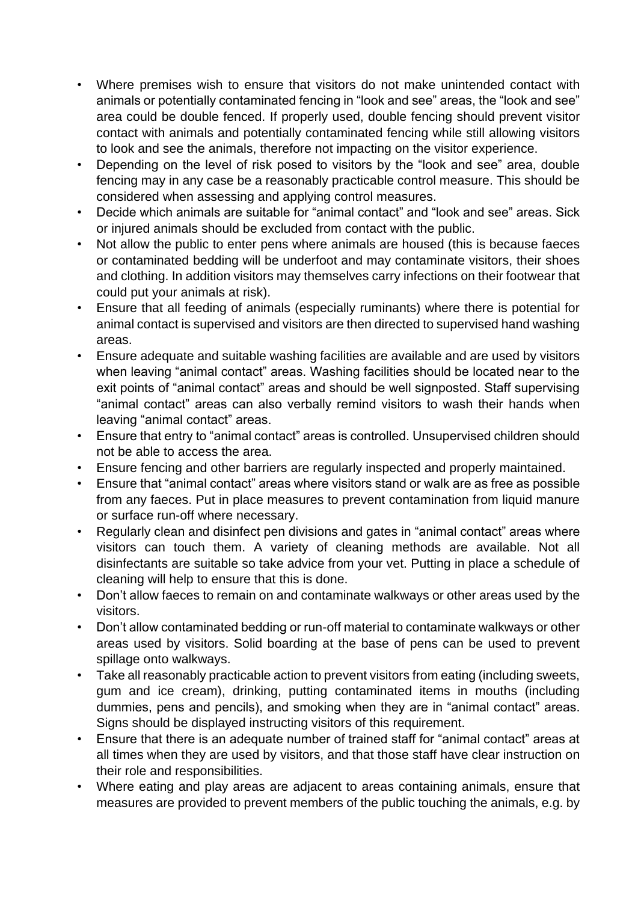- Where premises wish to ensure that visitors do not make unintended contact with animals or potentially contaminated fencing in "look and see" areas, the "look and see" area could be double fenced. If properly used, double fencing should prevent visitor contact with animals and potentially contaminated fencing while still allowing visitors to look and see the animals, therefore not impacting on the visitor experience.
- Depending on the level of risk posed to visitors by the "look and see" area, double fencing may in any case be a reasonably practicable control measure. This should be considered when assessing and applying control measures.
- Decide which animals are suitable for "animal contact" and "look and see" areas. Sick or injured animals should be excluded from contact with the public.
- Not allow the public to enter pens where animals are housed (this is because faeces or contaminated bedding will be underfoot and may contaminate visitors, their shoes and clothing. In addition visitors may themselves carry infections on their footwear that could put your animals at risk).
- Ensure that all feeding of animals (especially ruminants) where there is potential for animal contact is supervised and visitors are then directed to supervised hand washing areas.
- Ensure adequate and suitable washing facilities are available and are used by visitors when leaving "animal contact" areas. Washing facilities should be located near to the exit points of "animal contact" areas and should be well signposted. Staff supervising "animal contact" areas can also verbally remind visitors to wash their hands when leaving "animal contact" areas.
- Ensure that entry to "animal contact" areas is controlled. Unsupervised children should not be able to access the area.
- Ensure fencing and other barriers are regularly inspected and properly maintained.
- Ensure that "animal contact" areas where visitors stand or walk are as free as possible from any faeces. Put in place measures to prevent contamination from liquid manure or surface run-off where necessary.
- Regularly clean and disinfect pen divisions and gates in "animal contact" areas where visitors can touch them. A variety of cleaning methods are available. Not all disinfectants are suitable so take advice from your vet. Putting in place a schedule of cleaning will help to ensure that this is done.
- Don't allow faeces to remain on and contaminate walkways or other areas used by the visitors.
- Don't allow contaminated bedding or run-off material to contaminate walkways or other areas used by visitors. Solid boarding at the base of pens can be used to prevent spillage onto walkways.
- Take all reasonably practicable action to prevent visitors from eating (including sweets, gum and ice cream), drinking, putting contaminated items in mouths (including dummies, pens and pencils), and smoking when they are in "animal contact" areas. Signs should be displayed instructing visitors of this requirement.
- Ensure that there is an adequate number of trained staff for "animal contact" areas at all times when they are used by visitors, and that those staff have clear instruction on their role and responsibilities.
- Where eating and play areas are adjacent to areas containing animals, ensure that measures are provided to prevent members of the public touching the animals, e.g. by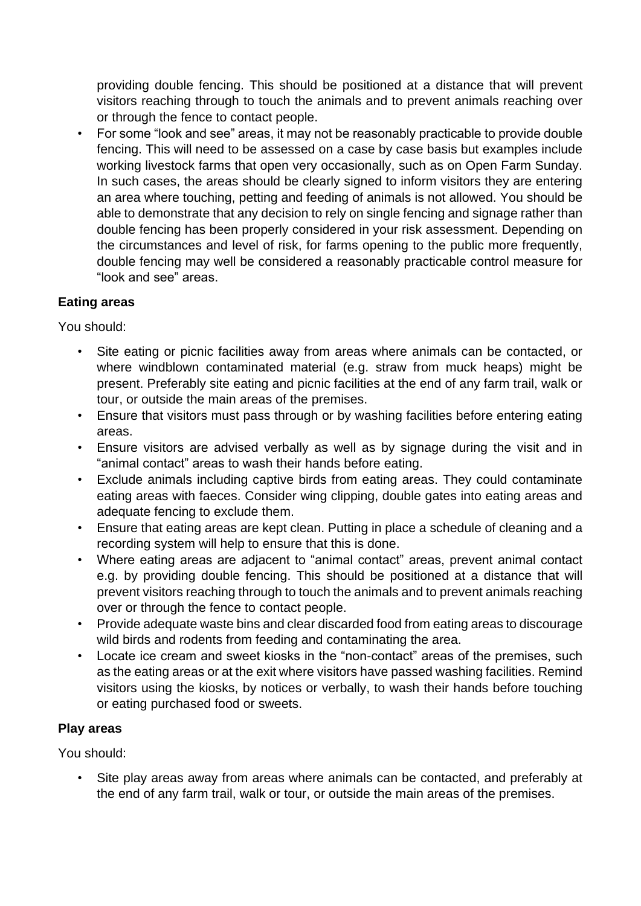providing double fencing. This should be positioned at a distance that will prevent visitors reaching through to touch the animals and to prevent animals reaching over or through the fence to contact people.

- For some "look and see" areas, it may not be reasonably practicable to provide double fencing. This will need to be assessed on a case by case basis but examples include working livestock farms that open very occasionally, such as on Open Farm Sunday. In such cases, the areas should be clearly signed to inform visitors they are entering an area where touching, petting and feeding of animals is not allowed. You should be able to demonstrate that any decision to rely on single fencing and signage rather than double fencing has been properly considered in your risk assessment. Depending on the circumstances and level of risk, for farms opening to the public more frequently, double fencing may well be considered a reasonably practicable control measure for "look and see" areas.

**Eating areas**

You should:

- Site eating or picnic facilities away from areas where animals can be contacted, or where windblown contaminated material (e.g. straw from muck heaps) might be present. Preferably site eating and picnic facilities at the end of any farm trail, walk or tour, or outside the main areas of the premises.
- Ensure that visitors must pass through or by washing facilities before entering eating areas.
- Ensure visitors are advised verbally as well as by signage during the visit and in "animal contact" areas to wash their hands before eating.
- Exclude animals including captive birds from eating areas. They could contaminate eating areas with faeces. Consider wing clipping, double gates into eating areas and adequate fencing to exclude them.
- Ensure that eating areas are kept clean. Putting in place a schedule of cleaning and a recording system will help to ensure that this is done.
- Where eating areas are adjacent to "animal contact" areas, prevent animal contact e.g. by providing double fencing. This should be positioned at a distance that will prevent visitors reaching through to touch the animals and to prevent animals reaching over or through the fence to contact people.
- Provide adequate waste bins and clear discarded food from eating areas to discourage wild birds and rodents from feeding and contaminating the area.
- Locate ice cream and sweet kiosks in the "non-contact" areas of the premises, such as the eating areas or at the exit where visitors have passed washing facilities. Remind visitors using the kiosks, by notices or verbally, to wash their hands before touching or eating purchased food or sweets.

**Play areas**

You should:

- Site play areas away from areas where animals can be contacted, and preferably at the end of any farm trail, walk or tour, or outside the main areas of the premises.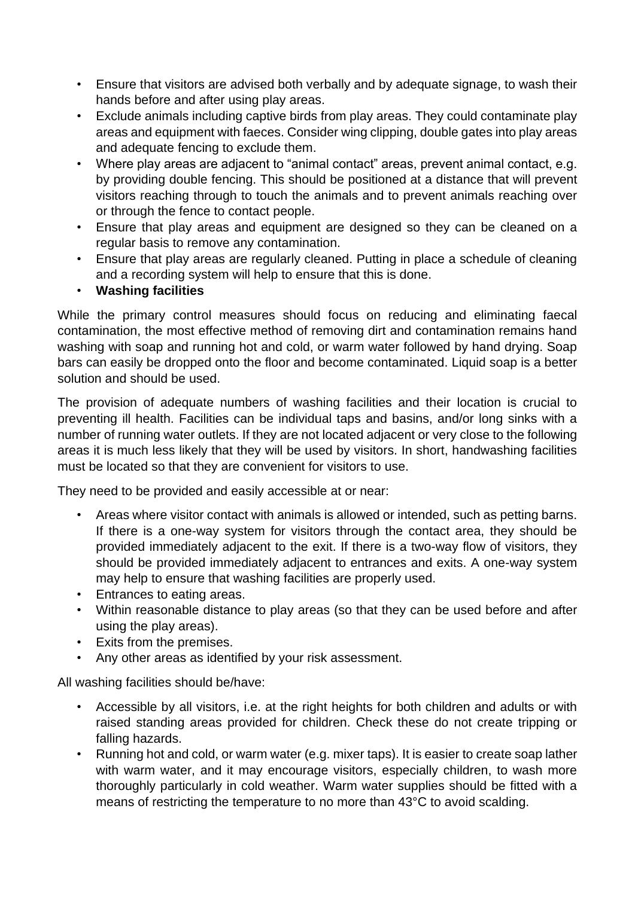- Ensure that visitors are advised both verbally and by adequate signage, to wash their hands before and after using play areas.
- Exclude animals including captive birds from play areas. They could contaminate play areas and equipment with faeces. Consider wing clipping, double gates into play areas and adequate fencing to exclude them.
- Where play areas are adjacent to "animal contact" areas, prevent animal contact, e.g. by providing double fencing. This should be positioned at a distance that will prevent visitors reaching through to touch the animals and to prevent animals reaching over or through the fence to contact people.
- Ensure that play areas and equipment are designed so they can be cleaned on a regular basis to remove any contamination.
- Ensure that play areas are regularly cleaned. Putting in place a schedule of cleaning and a recording system will help to ensure that this is done.
- **Washing facilities**

While the primary control measures should focus on reducing and eliminating faecal contamination, the most effective method of removing dirt and contamination remains hand washing with soap and running hot and cold, or warm water followed by hand drying. Soap bars can easily be dropped onto the floor and become contaminated. Liquid soap is a better solution and should be used.

The provision of adequate numbers of washing facilities and their location is crucial to preventing ill health. Facilities can be individual taps and basins, and/or long sinks with a number of running water outlets. If they are not located adjacent or very close to the following areas it is much less likely that they will be used by visitors. In short, handwashing facilities must be located so that they are convenient for visitors to use.

They need to be provided and easily accessible at or near:

- Areas where visitor contact with animals is allowed or intended, such as petting barns. If there is a one-way system for visitors through the contact area, they should be provided immediately adjacent to the exit. If there is a two-way flow of visitors, they should be provided immediately adjacent to entrances and exits. A one-way system may help to ensure that washing facilities are properly used.
- Entrances to eating areas.
- Within reasonable distance to play areas (so that they can be used before and after using the play areas).
- Exits from the premises.
- Any other areas as identified by your risk assessment.

All washing facilities should be/have:

- Accessible by all visitors, i.e. at the right heights for both children and adults or with raised standing areas provided for children. Check these do not create tripping or falling hazards.
- Running hot and cold, or warm water (e.g. mixer taps). It is easier to create soap lather with warm water, and it may encourage visitors, especially children, to wash more thoroughly particularly in cold weather. Warm water supplies should be fitted with a means of restricting the temperature to no more than 43°C to avoid scalding.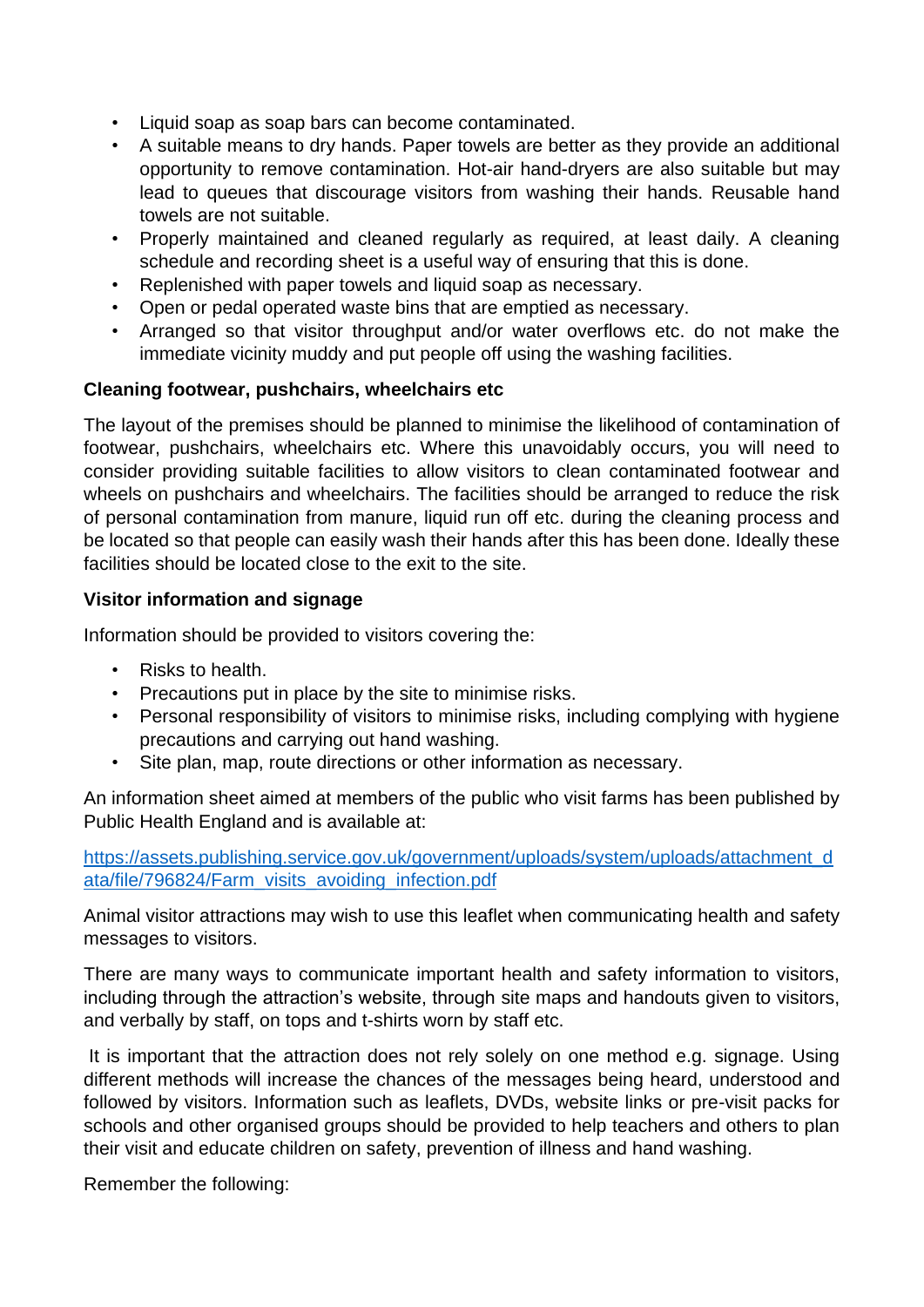- Liquid soap as soap bars can become contaminated.
- A suitable means to dry hands. Paper towels are better as they provide an additional opportunity to remove contamination. Hot-air hand-dryers are also suitable but may lead to queues that discourage visitors from washing their hands. Reusable hand towels are not suitable.
- Properly maintained and cleaned regularly as required, at least daily. A cleaning schedule and recording sheet is a useful way of ensuring that this is done.
- Replenished with paper towels and liquid soap as necessary.
- Open or pedal operated waste bins that are emptied as necessary.
- Arranged so that visitor throughput and/or water overflows etc. do not make the immediate vicinity muddy and put people off using the washing facilities.

**Cleaning footwear, pushchairs, wheelchairs etc**

The layout of the premises should be planned to minimise the likelihood of contamination of footwear, pushchairs, wheelchairs etc. Where this unavoidably occurs, you will need to consider providing suitable facilities to allow visitors to clean contaminated footwear and wheels on pushchairs and wheelchairs. The facilities should be arranged to reduce the risk of personal contamination from manure, liquid run off etc. during the cleaning process and be located so that people can easily wash their hands after this has been done. Ideally these facilities should be located close to the exit to the site.

**Visitor information and signage**

Information should be provided to visitors covering the:

- Risks to health.
- Precautions put in place by the site to minimise risks.
- Personal responsibility of visitors to minimise risks, including complying with hygiene precautions and carrying out hand washing.
- Site plan, map, route directions or other information as necessary.

An information sheet aimed at members of the public who visit farms has been published by Public Health England and is available at:

[https://assets.publishing.service.gov.uk/government/uploads/system/uploads/attachment_data/file/796824/Farm_visits_avoiding_infection.pdf](https://assets.publishing.service.gov.uk/government/uploads/system/uploads/attachment_data/file/796824/Farm_visits_avoiding_infection.pdf)

Animal visitor attractions may wish to use this leaflet when communicating health and safety messages to visitors.

There are many ways to communicate important health and safety information to visitors, including through the attraction's website, through site maps and handouts given to visitors, and verbally by staff, on tops and t-shirts worn by staff etc.

It is important that the attraction does not rely solely on one method e.g. signage. Using different methods will increase the chances of the messages being heard, understood and followed by visitors. Information such as leaflets, DVDs, website links or pre-visit packs for schools and other organised groups should be provided to help teachers and others to plan their visit and educate children on safety, prevention of illness and hand washing.

Remember the following: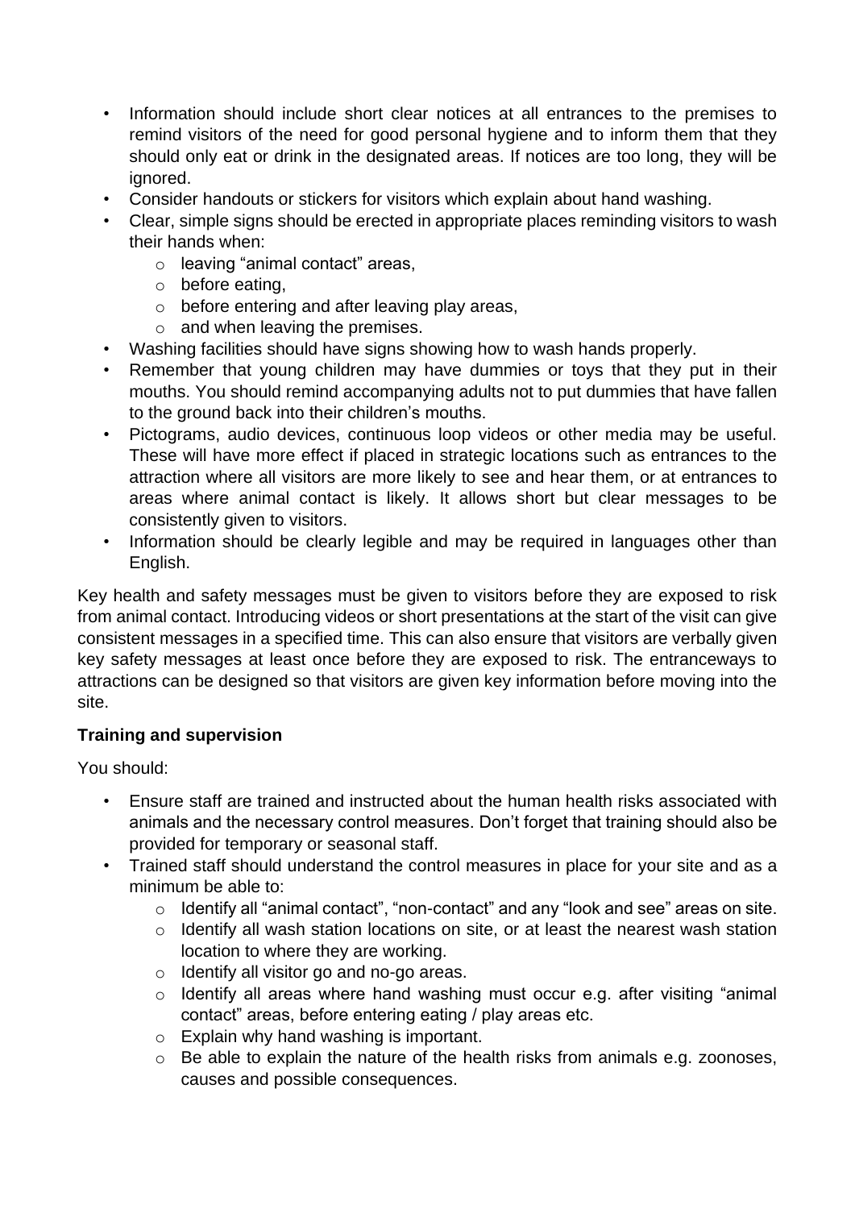- Information should include short clear notices at all entrances to the premises to remind visitors of the need for good personal hygiene and to inform them that they should only eat or drink in the designated areas. If notices are too long, they will be ignored.
- Consider handouts or stickers for visitors which explain about hand washing.
- Clear, simple signs should be erected in appropriate places reminding visitors to wash their hands when:
  - leaving "animal contact" areas,
  - before eating,
  - before entering and after leaving play areas,
  - and when leaving the premises.
- Washing facilities should have signs showing how to wash hands properly.
- Remember that young children may have dummies or toys that they put in their mouths. You should remind accompanying adults not to put dummies that have fallen to the ground back into their children's mouths.
- Pictograms, audio devices, continuous loop videos or other media may be useful. These will have more effect if placed in strategic locations such as entrances to the attraction where all visitors are more likely to see and hear them, or at entrances to areas where animal contact is likely. It allows short but clear messages to be consistently given to visitors.
- Information should be clearly legible and may be required in languages other than English.

Key health and safety messages must be given to visitors before they are exposed to risk from animal contact. Introducing videos or short presentations at the start of the visit can give consistent messages in a specified time. This can also ensure that visitors are verbally given key safety messages at least once before they are exposed to risk. The entranceways to attractions can be designed so that visitors are given key information before moving into the site.

**Training and supervision**

You should:

- Ensure staff are trained and instructed about the human health risks associated with animals and the necessary control measures. Don't forget that training should also be provided for temporary or seasonal staff.
- Trained staff should understand the control measures in place for your site and as a minimum be able to:
  - Identify all "animal contact", "non-contact" and any "look and see" areas on site.
  - Identify all wash station locations on site, or at least the nearest wash station location to where they are working.
  - Identify all visitor go and no-go areas.
  - Identify all areas where hand washing must occur e.g. after visiting "animal contact" areas, before entering eating / play areas etc.
  - Explain why hand washing is important.
  - Be able to explain the nature of the health risks from animals e.g. zoonoses, causes and possible consequences.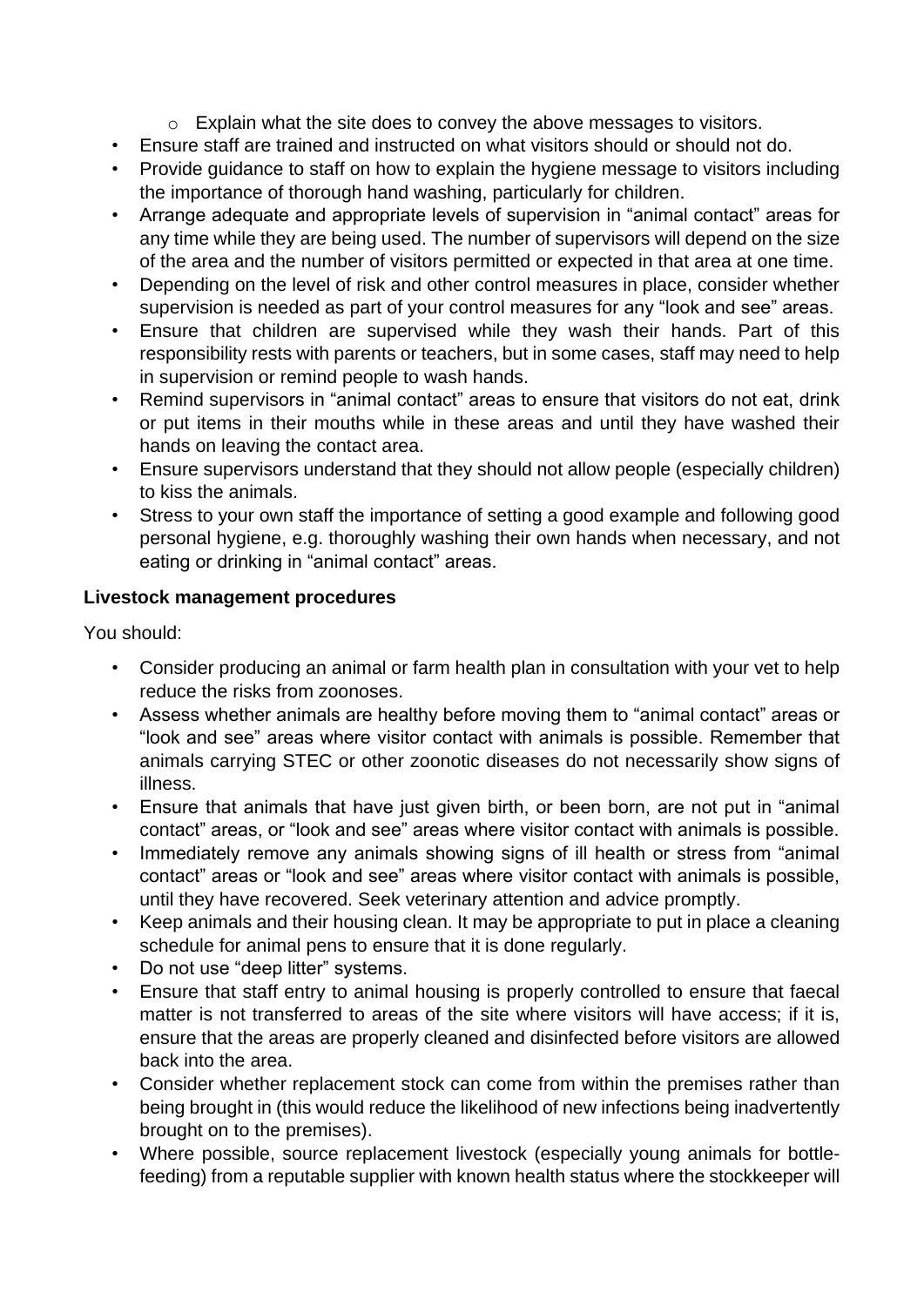- Explain what the site does to convey the above messages to visitors.
- Ensure staff are trained and instructed on what visitors should or should not do.
- Provide guidance to staff on how to explain the hygiene message to visitors including the importance of thorough hand washing, particularly for children.
- Arrange adequate and appropriate levels of supervision in "animal contact" areas for any time while they are being used. The number of supervisors will depend on the size of the area and the number of visitors permitted or expected in that area at one time.
- Depending on the level of risk and other control measures in place, consider whether supervision is needed as part of your control measures for any "look and see" areas.
- Ensure that children are supervised while they wash their hands. Part of this responsibility rests with parents or teachers, but in some cases, staff may need to help in supervision or remind people to wash hands.
- Remind supervisors in "animal contact" areas to ensure that visitors do not eat, drink or put items in their mouths while in these areas and until they have washed their hands on leaving the contact area.
- Ensure supervisors understand that they should not allow people (especially children) to kiss the animals.
- Stress to your own staff the importance of setting a good example and following good personal hygiene, e.g. thoroughly washing their own hands when necessary, and not eating or drinking in "animal contact" areas.

**Livestock management procedures**

You should:

- Consider producing an animal or farm health plan in consultation with your vet to help reduce the risks from zoonoses.
- Assess whether animals are healthy before moving them to "animal contact" areas or "look and see" areas where visitor contact with animals is possible. Remember that animals carrying STEC or other zoonotic diseases do not necessarily show signs of illness.
- Ensure that animals that have just given birth, or been born, are not put in "animal contact" areas, or "look and see" areas where visitor contact with animals is possible.
- Immediately remove any animals showing signs of ill health or stress from "animal contact" areas or "look and see" areas where visitor contact with animals is possible, until they have recovered. Seek veterinary attention and advice promptly.
- Keep animals and their housing clean. It may be appropriate to put in place a cleaning schedule for animal pens to ensure that it is done regularly.
- Do not use "deep litter" systems.
- Ensure that staff entry to animal housing is properly controlled to ensure that faecal matter is not transferred to areas of the site where visitors will have access; if it is, ensure that the areas are properly cleaned and disinfected before visitors are allowed back into the area.
- Consider whether replacement stock can come from within the premises rather than being brought in (this would reduce the likelihood of new infections being inadvertently brought on to the premises).
- Where possible, source replacement livestock (especially young animals for bottle-feeding) from a reputable supplier with known health status where the stockkeeper will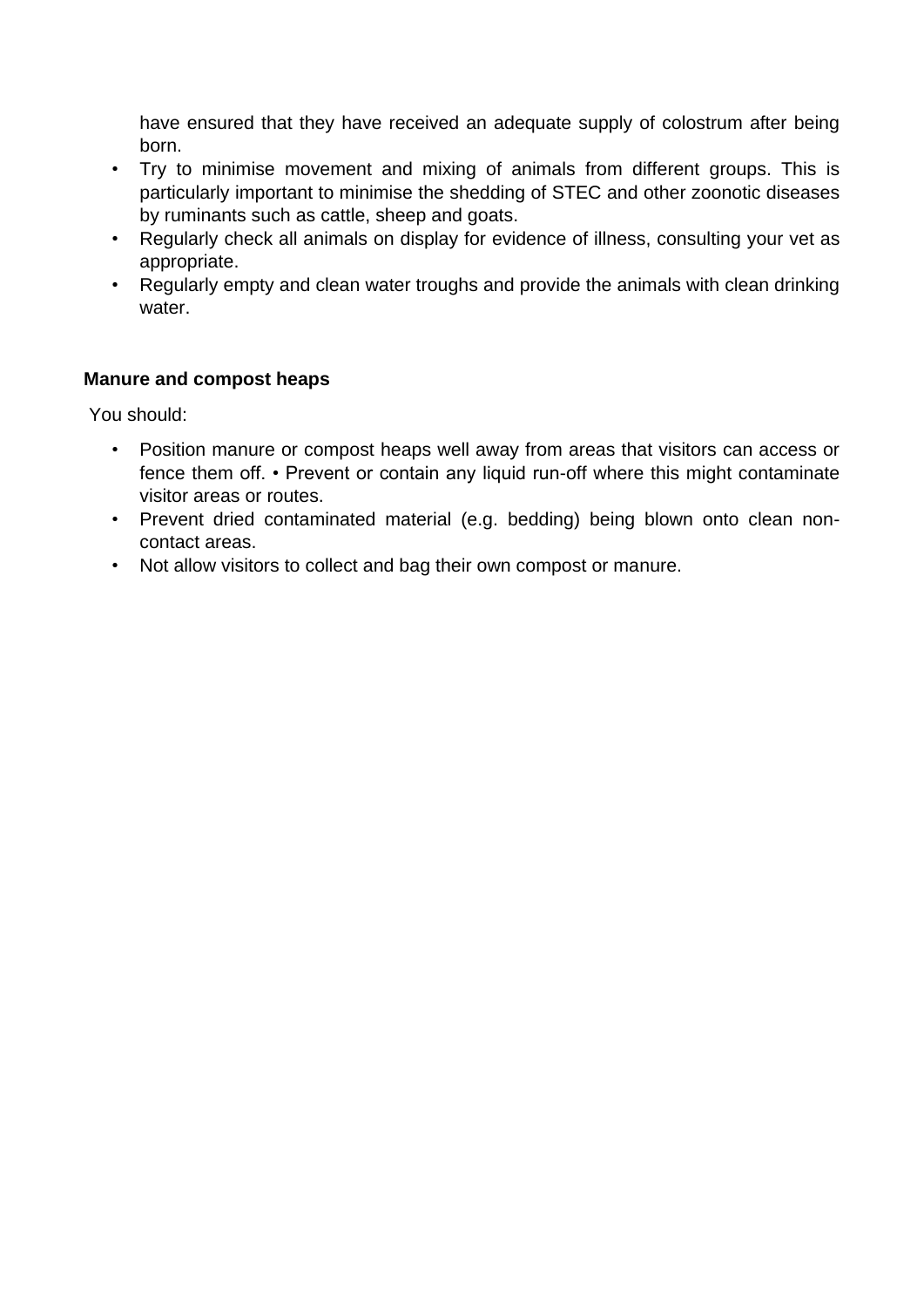have ensured that they have received an adequate supply of colostrum after being born.

- Try to minimise movement and mixing of animals from different groups. This is particularly important to minimise the shedding of STEC and other zoonotic diseases by ruminants such as cattle, sheep and goats.
- Regularly check all animals on display for evidence of illness, consulting your vet as appropriate.
- Regularly empty and clean water troughs and provide the animals with clean drinking water.

**Manure and compost heaps**

You should:

- Position manure or compost heaps well away from areas that visitors can access or fence them off. • Prevent or contain any liquid run-off where this might contaminate visitor areas or routes.
- Prevent dried contaminated material (e.g. bedding) being blown onto clean non-contact areas.
- Not allow visitors to collect and bag their own compost or manure.